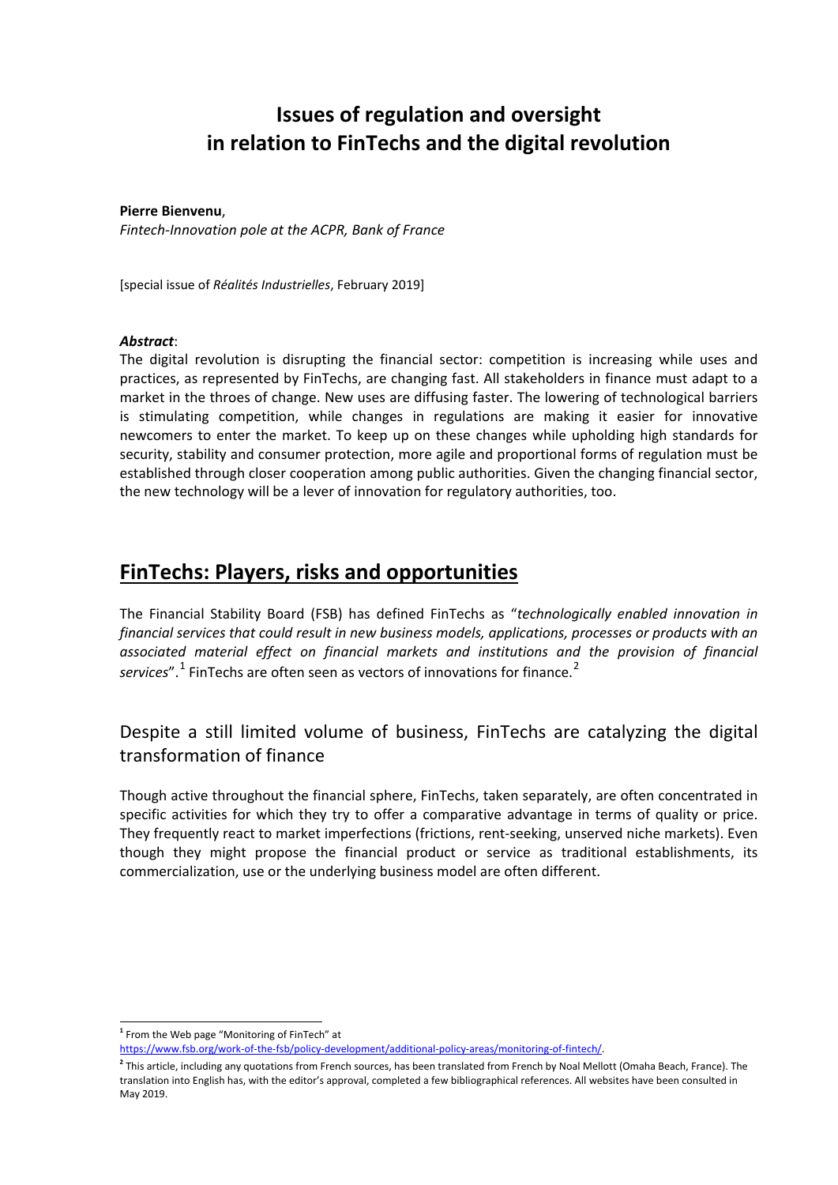# Issues of regulation and oversight in relation to FinTechs and the digital revolution

**Pierre Bienvenu**,
*Fintech-Innovation pole at the ACPR, Bank of France*

[special issue of *Réalités Industrielles*, February 2019]

***Abstract***:
The digital revolution is disrupting the financial sector: competition is increasing while uses and practices, as represented by FinTechs, are changing fast. All stakeholders in finance must adapt to a market in the throes of change. New uses are diffusing faster. The lowering of technological barriers is stimulating competition, while changes in regulations are making it easier for innovative newcomers to enter the market. To keep up on these changes while upholding high standards for security, stability and consumer protection, more agile and proportional forms of regulation must be established through closer cooperation among public authorities. Given the changing financial sector, the new technology will be a lever of innovation for regulatory authorities, too.

## FinTechs: Players, risks and opportunities

The Financial Stability Board (FSB) has defined FinTechs as "*technologically enabled innovation in financial services that could result in new business models, applications, processes or products with an associated material effect on financial markets and institutions and the provision of financial services*".[1] FinTechs are often seen as vectors of innovations for finance.[2]

### Despite a still limited volume of business, FinTechs are catalyzing the digital transformation of finance

Though active throughout the financial sphere, FinTechs, taken separately, are often concentrated in specific activities for which they try to offer a comparative advantage in terms of quality or price. They frequently react to market imperfections (frictions, rent-seeking, unserved niche markets). Even though they might propose the financial product or service as traditional establishments, its commercialization, use or the underlying business model are often different.

---

[1] From the Web page "Monitoring of FinTech" at https://www.fsb.org/work-of-the-fsb/policy-development/additional-policy-areas/monitoring-of-fintech/.

[2] This article, including any quotations from French sources, has been translated from French by Noal Mellott (Omaha Beach, France). The translation into English has, with the editor's approval, completed a few bibliographical references. All websites have been consulted in May 2019.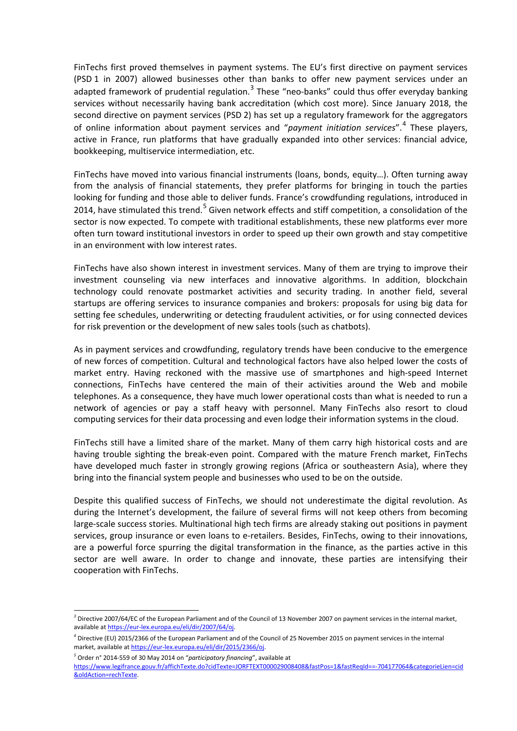FinTechs first proved themselves in payment systems. The EU's first directive on payment services (PSD 1 in 2007) allowed businesses other than banks to offer new payment services under an adapted framework of prudential regulation.[3] These "neo-banks" could thus offer everyday banking services without necessarily having bank accreditation (which cost more). Since January 2018, the second directive on payment services (PSD 2) has set up a regulatory framework for the aggregators of online information about payment services and "*payment initiation services*".[4] These players, active in France, run platforms that have gradually expanded into other services: financial advice, bookkeeping, multiservice intermediation, etc.

FinTechs have moved into various financial instruments (loans, bonds, equity…). Often turning away from the analysis of financial statements, they prefer platforms for bringing in touch the parties looking for funding and those able to deliver funds. France's crowdfunding regulations, introduced in 2014, have stimulated this trend.[5] Given network effects and stiff competition, a consolidation of the sector is now expected. To compete with traditional establishments, these new platforms ever more often turn toward institutional investors in order to speed up their own growth and stay competitive in an environment with low interest rates.

FinTechs have also shown interest in investment services. Many of them are trying to improve their investment counseling via new interfaces and innovative algorithms. In addition, blockchain technology could renovate postmarket activities and security trading. In another field, several startups are offering services to insurance companies and brokers: proposals for using big data for setting fee schedules, underwriting or detecting fraudulent activities, or for using connected devices for risk prevention or the development of new sales tools (such as chatbots).

As in payment services and crowdfunding, regulatory trends have been conducive to the emergence of new forces of competition. Cultural and technological factors have also helped lower the costs of market entry. Having reckoned with the massive use of smartphones and high-speed Internet connections, FinTechs have centered the main of their activities around the Web and mobile telephones. As a consequence, they have much lower operational costs than what is needed to run a network of agencies or pay a staff heavy with personnel. Many FinTechs also resort to cloud computing services for their data processing and even lodge their information systems in the cloud.

FinTechs still have a limited share of the market. Many of them carry high historical costs and are having trouble sighting the break-even point. Compared with the mature French market, FinTechs have developed much faster in strongly growing regions (Africa or southeastern Asia), where they bring into the financial system people and businesses who used to be on the outside.

Despite this qualified success of FinTechs, we should not underestimate the digital revolution. As during the Internet's development, the failure of several firms will not keep others from becoming large-scale success stories. Multinational high tech firms are already staking out positions in payment services, group insurance or even loans to e-retailers. Besides, FinTechs, owing to their innovations, are a powerful force spurring the digital transformation in the finance, as the parties active in this sector are well aware. In order to change and innovate, these parties are intensifying their cooperation with FinTechs.

---

[3] Directive 2007/64/EC of the European Parliament and of the Council of 13 November 2007 on payment services in the internal market, available at https://eur-lex.europa.eu/eli/dir/2007/64/oj.

[4] Directive (EU) 2015/2366 of the European Parliament and of the Council of 25 November 2015 on payment services in the internal market, available at https://eur-lex.europa.eu/eli/dir/2015/2366/oj.

[5] Order n° 2014-559 of 30 May 2014 on "*participatory financing*", available at https://www.legifrance.gouv.fr/affichTexte.do?cidTexte=JORFTEXT000029008408&fastPos=1&fastReqId==-704177064&categorieLien=cid&oldAction=rechTexte.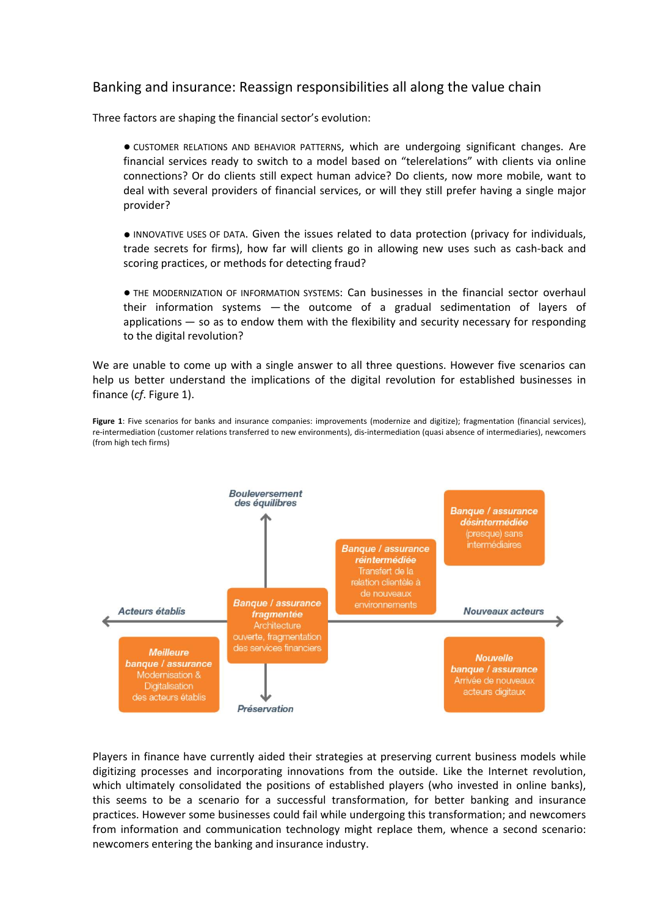## Banking and insurance: Reassign responsibilities all along the value chain

Three factors are shaping the financial sector's evolution:

- CUSTOMER RELATIONS AND BEHAVIOR PATTERNS, which are undergoing significant changes. Are financial services ready to switch to a model based on "telerelations" with clients via online connections? Or do clients still expect human advice? Do clients, now more mobile, want to deal with several providers of financial services, or will they still prefer having a single major provider?

- INNOVATIVE USES OF DATA. Given the issues related to data protection (privacy for individuals, trade secrets for firms), how far will clients go in allowing new uses such as cash-back and scoring practices, or methods for detecting fraud?

- THE MODERNIZATION OF INFORMATION SYSTEMS: Can businesses in the financial sector overhaul their information systems — the outcome of a gradual sedimentation of layers of applications — so as to endow them with the flexibility and security necessary for responding to the digital revolution?

We are unable to come up with a single answer to all three questions. However five scenarios can help us better understand the implications of the digital revolution for established businesses in finance (*cf*. Figure 1).

**Figure 1**: Five scenarios for banks and insurance companies: improvements (modernize and digitize); fragmentation (financial services), re-intermediation (customer relations transferred to new environments), dis-intermediation (quasi absence of intermediaries), newcomers (from high tech firms)

Bouleversement des équilibres

Préservation

Acteurs établis

Nouveaux acteurs

**Meilleure banque / assurance** — Modernisation & Digitalisation des acteurs établis

**Banque / assurance fragmentée** — Architecture ouverte, fragmentation des services financiers

**Banque / assurance réintermédiée** — Transfert de la relation clientèle à de nouveaux environnements

**Banque / assurance désintermédiée** — (presque) sans intermédiaires

**Nouvelle banque / assurance** — Arrivée de nouveaux acteurs digitaux

Players in finance have currently aided their strategies at preserving current business models while digitizing processes and incorporating innovations from the outside. Like the Internet revolution, which ultimately consolidated the positions of established players (who invested in online banks), this seems to be a scenario for a successful transformation, for better banking and insurance practices. However some businesses could fail while undergoing this transformation; and newcomers from information and communication technology might replace them, whence a second scenario: newcomers entering the banking and insurance industry.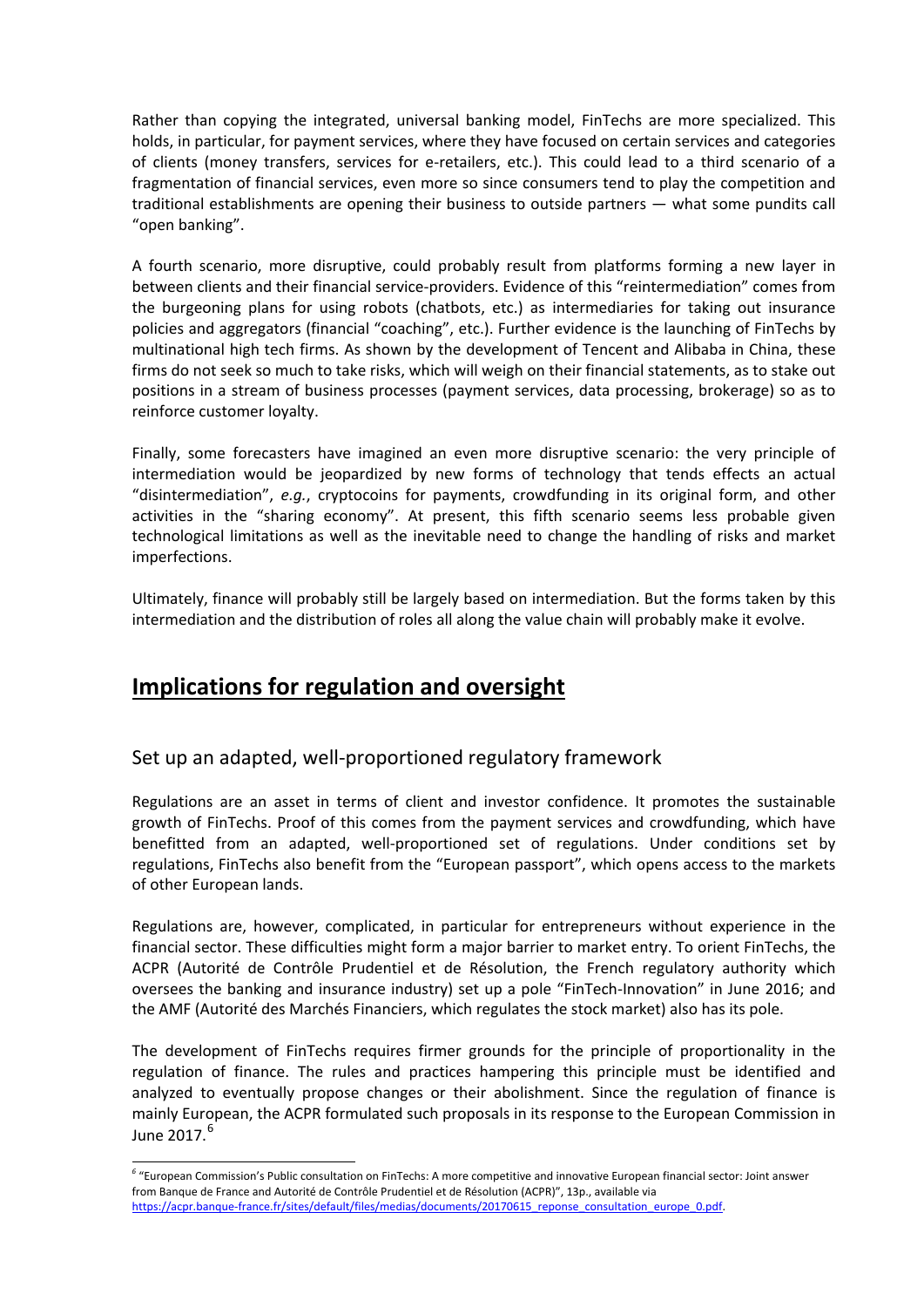Rather than copying the integrated, universal banking model, FinTechs are more specialized. This holds, in particular, for payment services, where they have focused on certain services and categories of clients (money transfers, services for e-retailers, etc.). This could lead to a third scenario of a fragmentation of financial services, even more so since consumers tend to play the competition and traditional establishments are opening their business to outside partners — what some pundits call "open banking".

A fourth scenario, more disruptive, could probably result from platforms forming a new layer in between clients and their financial service-providers. Evidence of this "reintermediation" comes from the burgeoning plans for using robots (chatbots, etc.) as intermediaries for taking out insurance policies and aggregators (financial "coaching", etc.). Further evidence is the launching of FinTechs by multinational high tech firms. As shown by the development of Tencent and Alibaba in China, these firms do not seek so much to take risks, which will weigh on their financial statements, as to stake out positions in a stream of business processes (payment services, data processing, brokerage) so as to reinforce customer loyalty.

Finally, some forecasters have imagined an even more disruptive scenario: the very principle of intermediation would be jeopardized by new forms of technology that tends effects an actual "disintermediation", *e.g.*, cryptocoins for payments, crowdfunding in its original form, and other activities in the "sharing economy". At present, this fifth scenario seems less probable given technological limitations as well as the inevitable need to change the handling of risks and market imperfections.

Ultimately, finance will probably still be largely based on intermediation. But the forms taken by this intermediation and the distribution of roles all along the value chain will probably make it evolve.

# Implications for regulation and oversight

## Set up an adapted, well-proportioned regulatory framework

Regulations are an asset in terms of client and investor confidence. It promotes the sustainable growth of FinTechs. Proof of this comes from the payment services and crowdfunding, which have benefitted from an adapted, well-proportioned set of regulations. Under conditions set by regulations, FinTechs also benefit from the "European passport", which opens access to the markets of other European lands.

Regulations are, however, complicated, in particular for entrepreneurs without experience in the financial sector. These difficulties might form a major barrier to market entry. To orient FinTechs, the ACPR (Autorité de Contrôle Prudentiel et de Résolution, the French regulatory authority which oversees the banking and insurance industry) set up a pole "FinTech-Innovation" in June 2016; and the AMF (Autorité des Marchés Financiers, which regulates the stock market) also has its pole.

The development of FinTechs requires firmer grounds for the principle of proportionality in the regulation of finance. The rules and practices hampering this principle must be identified and analyzed to eventually propose changes or their abolishment. Since the regulation of finance is mainly European, the ACPR formulated such proposals in its response to the European Commission in June 2017.[6]

[6] "European Commission's Public consultation on FinTechs: A more competitive and innovative European financial sector: Joint answer from Banque de France and Autorité de Contrôle Prudentiel et de Résolution (ACPR)", 13p., available via https://acpr.banque-france.fr/sites/default/files/medias/documents/20170615_reponse_consultation_europe_0.pdf.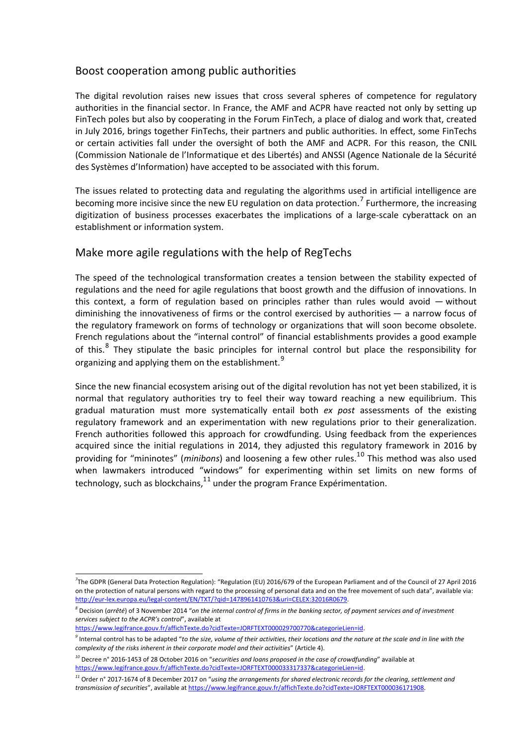## Boost cooperation among public authorities

The digital revolution raises new issues that cross several spheres of competence for regulatory authorities in the financial sector. In France, the AMF and ACPR have reacted not only by setting up FinTech poles but also by cooperating in the Forum FinTech, a place of dialog and work that, created in July 2016, brings together FinTechs, their partners and public authorities. In effect, some FinTechs or certain activities fall under the oversight of both the AMF and ACPR. For this reason, the CNIL (Commission Nationale de l'Informatique et des Libertés) and ANSSI (Agence Nationale de la Sécurité des Systèmes d'Information) have accepted to be associated with this forum.

The issues related to protecting data and regulating the algorithms used in artificial intelligence are becoming more incisive since the new EU regulation on data protection.[7] Furthermore, the increasing digitization of business processes exacerbates the implications of a large-scale cyberattack on an establishment or information system.

## Make more agile regulations with the help of RegTechs

The speed of the technological transformation creates a tension between the stability expected of regulations and the need for agile regulations that boost growth and the diffusion of innovations. In this context, a form of regulation based on principles rather than rules would avoid — without diminishing the innovativeness of firms or the control exercised by authorities — a narrow focus of the regulatory framework on forms of technology or organizations that will soon become obsolete. French regulations about the "internal control" of financial establishments provides a good example of this.[8] They stipulate the basic principles for internal control but place the responsibility for organizing and applying them on the establishment.[9]

Since the new financial ecosystem arising out of the digital revolution has not yet been stabilized, it is normal that regulatory authorities try to feel their way toward reaching a new equilibrium. This gradual maturation must more systematically entail both *ex post* assessments of the existing regulatory framework and an experimentation with new regulations prior to their generalization. French authorities followed this approach for crowdfunding. Using feedback from the experiences acquired since the initial regulations in 2014, they adjusted this regulatory framework in 2016 by providing for "mininotes" (*minibons*) and loosening a few other rules.[10] This method was also used when lawmakers introduced "windows" for experimenting within set limits on new forms of technology, such as blockchains,[11] under the program France Expérimentation.

---

[7] The GDPR (General Data Protection Regulation): "Regulation (EU) 2016/679 of the European Parliament and of the Council of 27 April 2016 on the protection of natural persons with regard to the processing of personal data and on the free movement of such data", available via: http://eur-lex.europa.eu/legal-content/EN/TXT/?qid=1478961410763&uri=CELEX:32016R0679.

[8] Decision (*arrêté*) of 3 November 2014 "*on the internal control of firms in the banking sector, of payment services and of investment services subject to the ACPR's control*", available at https://www.legifrance.gouv.fr/affichTexte.do?cidTexte=JORFTEXT000029700770&categorieLien=id.

[9] Internal control has to be adapted "*to the size, volume of their activities, their locations and the nature at the scale and in line with the complexity of the risks inherent in their corporate model and their activities*" (Article 4).

[10] Decree n° 2016-1453 of 28 October 2016 on "*securities and loans proposed in the case of crowdfunding*" available at https://www.legifrance.gouv.fr/affichTexte.do?cidTexte=JORFTEXT000033317337&categorieLien=id.

[11] Order n° 2017-1674 of 8 December 2017 on "*using the arrangements for shared electronic records for the clearing, settlement and transmission of securities*", available at https://www.legifrance.gouv.fr/affichTexte.do?cidTexte=JORFTEXT000036171908.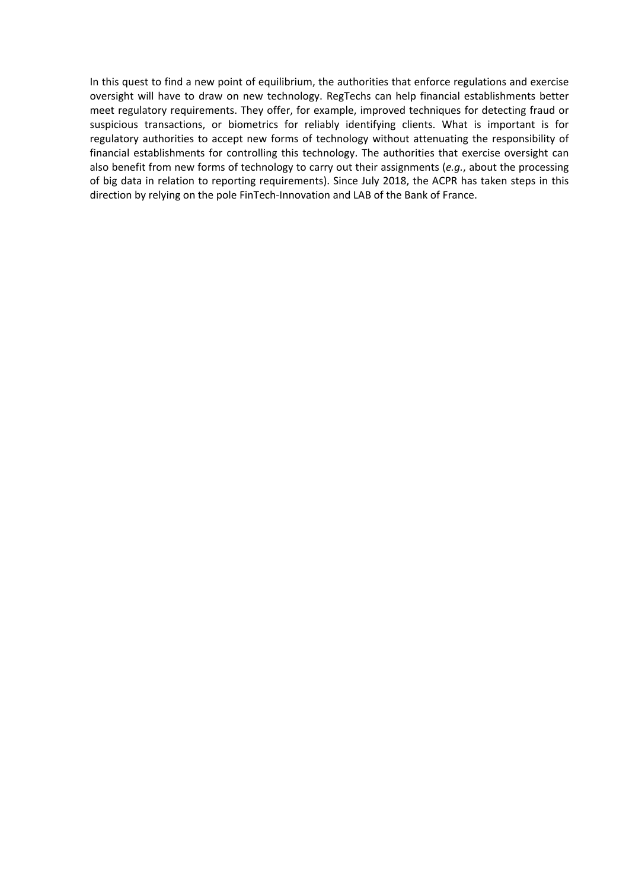In this quest to find a new point of equilibrium, the authorities that enforce regulations and exercise oversight will have to draw on new technology. RegTechs can help financial establishments better meet regulatory requirements. They offer, for example, improved techniques for detecting fraud or suspicious transactions, or biometrics for reliably identifying clients. What is important is for regulatory authorities to accept new forms of technology without attenuating the responsibility of financial establishments for controlling this technology. The authorities that exercise oversight can also benefit from new forms of technology to carry out their assignments (*e.g.*, about the processing of big data in relation to reporting requirements). Since July 2018, the ACPR has taken steps in this direction by relying on the pole FinTech-Innovation and LAB of the Bank of France.